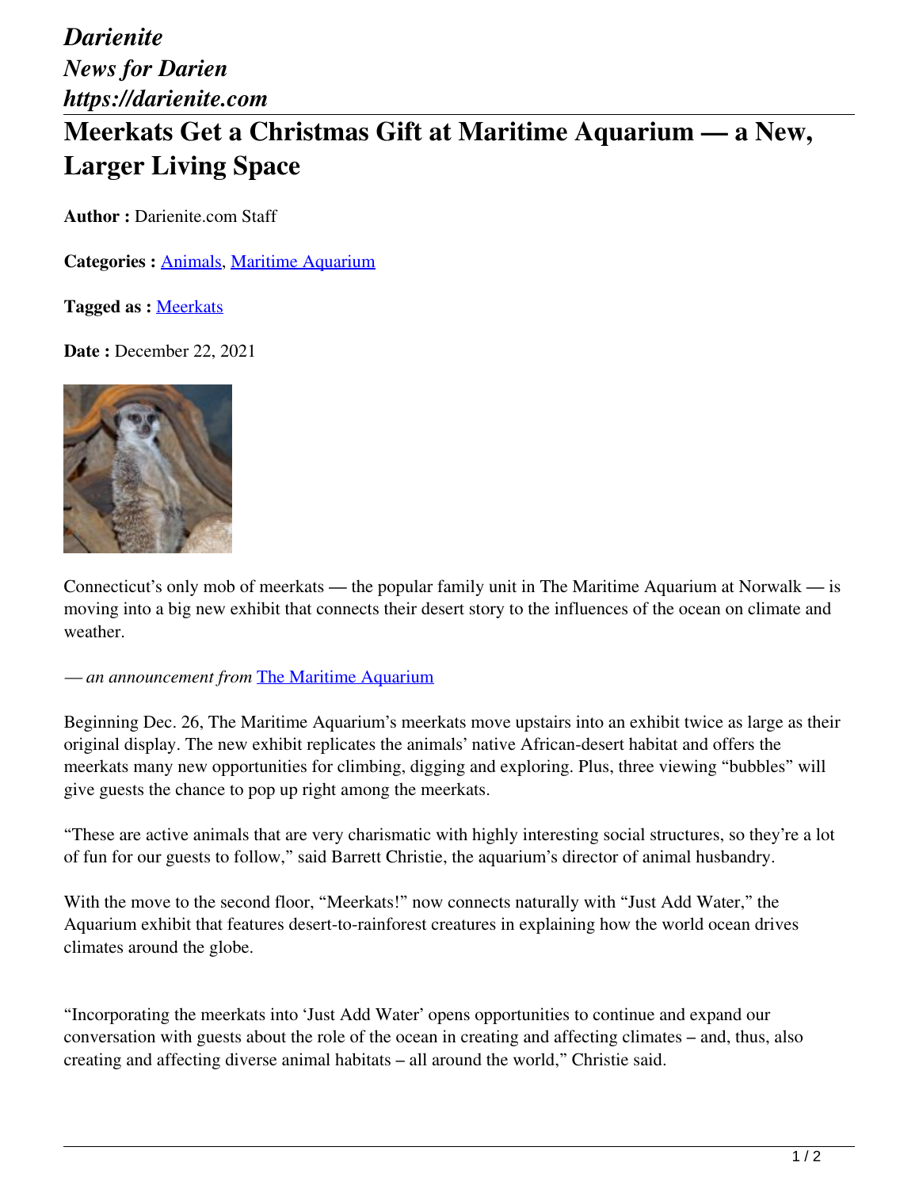*Darienite*
*News for Darien*
*https://darienite.com*

# Meerkats Get a Christmas Gift at Maritime Aquarium — a New, Larger Living Space

**Author :** Darienite.com Staff

**Categories :** Animals, Maritime Aquarium

**Tagged as :** Meerkats

**Date :** December 22, 2021

Connecticut's only mob of meerkats — the popular family unit in The Maritime Aquarium at Norwalk — is moving into a big new exhibit that connects their desert story to the influences of the ocean on climate and weather.

*— an announcement from* The Maritime Aquarium

Beginning Dec. 26, The Maritime Aquarium's meerkats move upstairs into an exhibit twice as large as their original display. The new exhibit replicates the animals' native African-desert habitat and offers the meerkats many new opportunities for climbing, digging and exploring. Plus, three viewing "bubbles" will give guests the chance to pop up right among the meerkats.

"These are active animals that are very charismatic with highly interesting social structures, so they're a lot of fun for our guests to follow," said Barrett Christie, the aquarium's director of animal husbandry.

With the move to the second floor, "Meerkats!" now connects naturally with "Just Add Water," the Aquarium exhibit that features desert-to-rainforest creatures in explaining how the world ocean drives climates around the globe.

"Incorporating the meerkats into 'Just Add Water' opens opportunities to continue and expand our conversation with guests about the role of the ocean in creating and affecting climates – and, thus, also creating and affecting diverse animal habitats – all around the world," Christie said.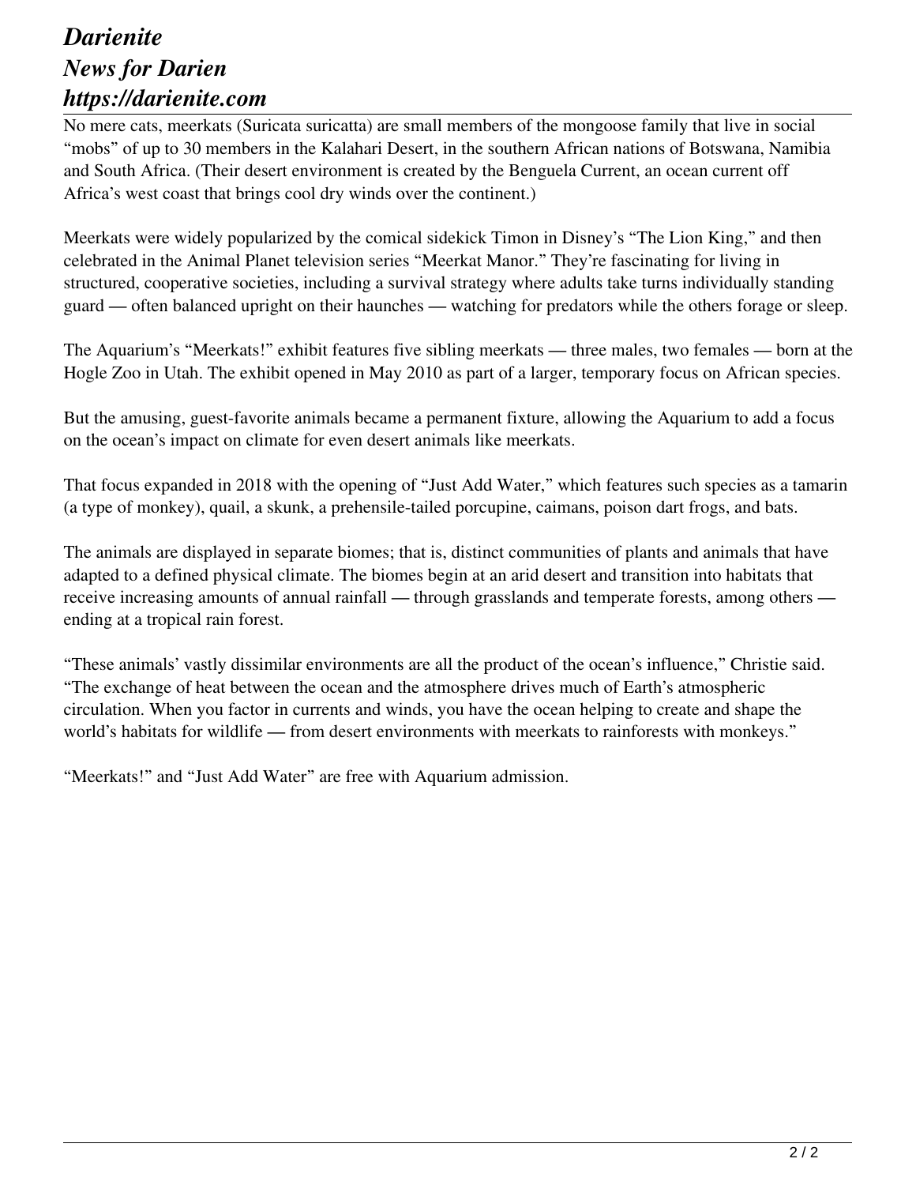No mere cats, meerkats (Suricata suricatta) are small members of the mongoose family that live in social "mobs" of up to 30 members in the Kalahari Desert, in the southern African nations of Botswana, Namibia and South Africa. (Their desert environment is created by the Benguela Current, an ocean current off Africa's west coast that brings cool dry winds over the continent.)

Meerkats were widely popularized by the comical sidekick Timon in Disney's "The Lion King," and then celebrated in the Animal Planet television series "Meerkat Manor." They're fascinating for living in structured, cooperative societies, including a survival strategy where adults take turns individually standing guard — often balanced upright on their haunches — watching for predators while the others forage or sleep.

The Aquarium's "Meerkats!" exhibit features five sibling meerkats — three males, two females — born at the Hogle Zoo in Utah. The exhibit opened in May 2010 as part of a larger, temporary focus on African species.

But the amusing, guest-favorite animals became a permanent fixture, allowing the Aquarium to add a focus on the ocean's impact on climate for even desert animals like meerkats.

That focus expanded in 2018 with the opening of "Just Add Water," which features such species as a tamarin (a type of monkey), quail, a skunk, a prehensile-tailed porcupine, caimans, poison dart frogs, and bats.

The animals are displayed in separate biomes; that is, distinct communities of plants and animals that have adapted to a defined physical climate. The biomes begin at an arid desert and transition into habitats that receive increasing amounts of annual rainfall — through grasslands and temperate forests, among others — ending at a tropical rain forest.

"These animals' vastly dissimilar environments are all the product of the ocean's influence," Christie said. "The exchange of heat between the ocean and the atmosphere drives much of Earth's atmospheric circulation. When you factor in currents and winds, you have the ocean helping to create and shape the world's habitats for wildlife — from desert environments with meerkats to rainforests with monkeys."

"Meerkats!" and "Just Add Water" are free with Aquarium admission.